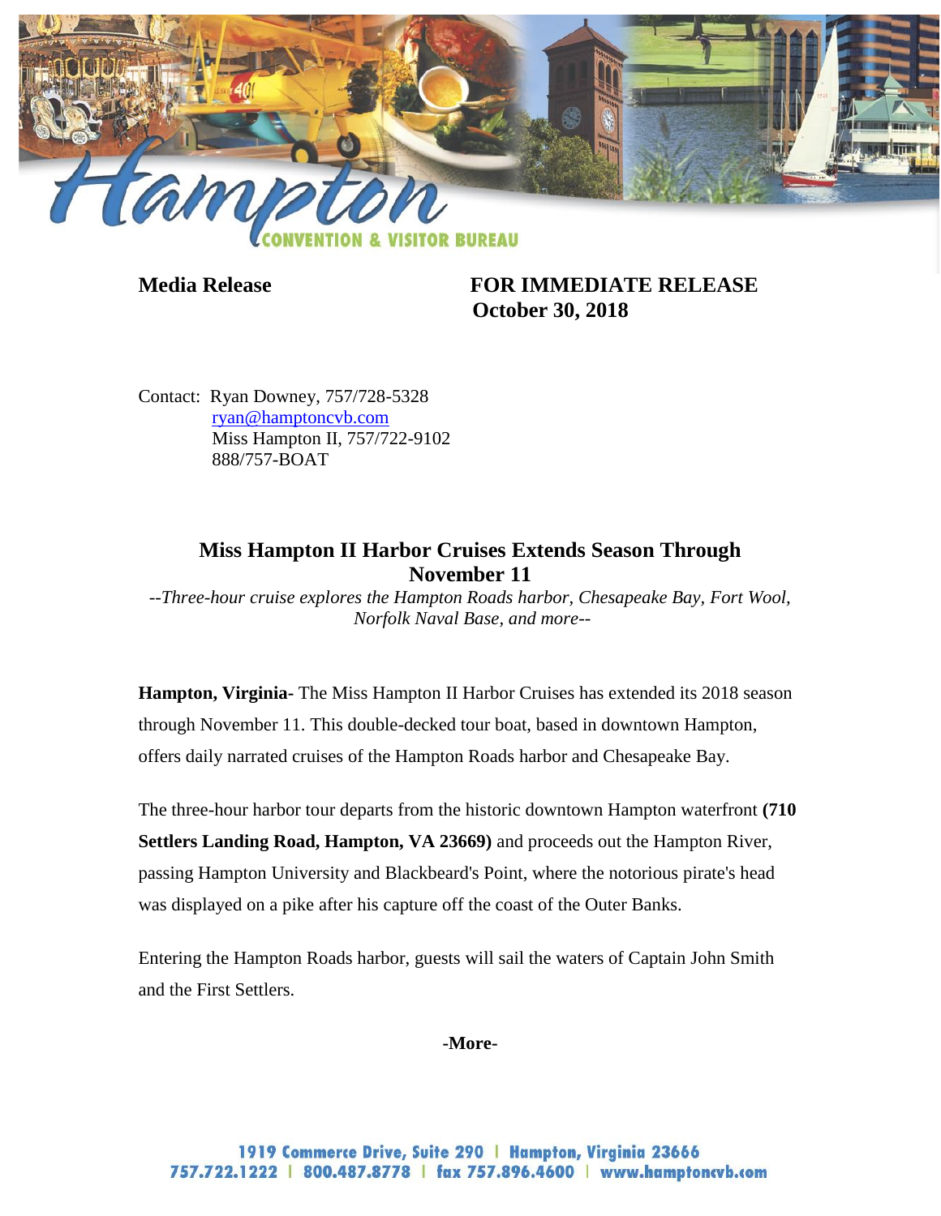**Media Release** **FOR IMMEDIATE RELEASE**
**October 30, 2018**

Contact: Ryan Downey, 757/728-5328
ryan@hamptoncvb.com
Miss Hampton II, 757/722-9102
888/757-BOAT

## Miss Hampton II Harbor Cruises Extends Season Through November 11

*--Three-hour cruise explores the Hampton Roads harbor, Chesapeake Bay, Fort Wool, Norfolk Naval Base, and more--*

**Hampton, Virginia-** The Miss Hampton II Harbor Cruises has extended its 2018 season through November 11. This double-decked tour boat, based in downtown Hampton, offers daily narrated cruises of the Hampton Roads harbor and Chesapeake Bay.

The three-hour harbor tour departs from the historic downtown Hampton waterfront **(710 Settlers Landing Road, Hampton, VA 23669)** and proceeds out the Hampton River, passing Hampton University and Blackbeard's Point, where the notorious pirate's head was displayed on a pike after his capture off the coast of the Outer Banks.

Entering the Hampton Roads harbor, guests will sail the waters of Captain John Smith and the First Settlers.

**-More-**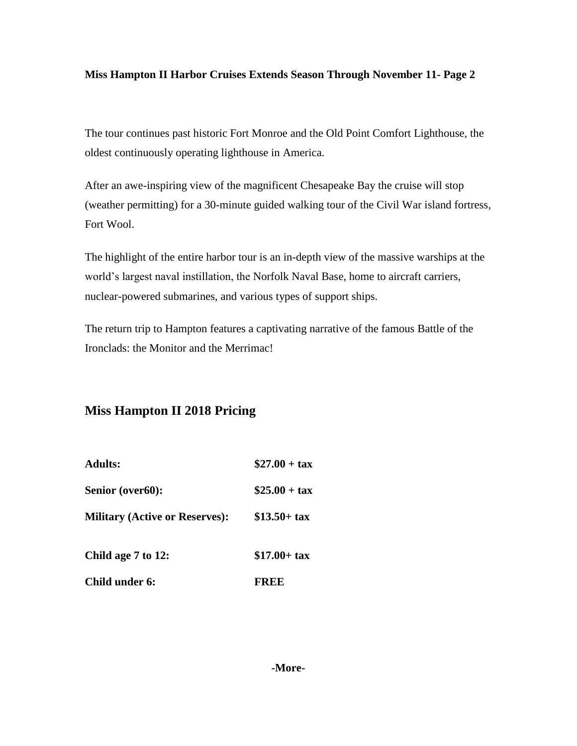**Miss Hampton II Harbor Cruises Extends Season Through November 11- Page 2**

The tour continues past historic Fort Monroe and the Old Point Comfort Lighthouse, the oldest continuously operating lighthouse in America.

After an awe-inspiring view of the magnificent Chesapeake Bay the cruise will stop (weather permitting) for a 30-minute guided walking tour of the Civil War island fortress, Fort Wool.

The highlight of the entire harbor tour is an in-depth view of the massive warships at the world's largest naval instillation, the Norfolk Naval Base, home to aircraft carriers, nuclear-powered submarines, and various types of support ships.

The return trip to Hampton features a captivating narrative of the famous Battle of the Ironclads: the Monitor and the Merrimac!

## Miss Hampton II 2018 Pricing

| | |
|---|---|
| **Adults:** | **$27.00 + tax** |
| **Senior (over60):** | **$25.00 + tax** |
| **Military (Active or Reserves):** | **$13.50+ tax** |
| **Child age 7 to 12:** | **$17.00+ tax** |
| **Child under 6:** | **FREE** |

**-More-**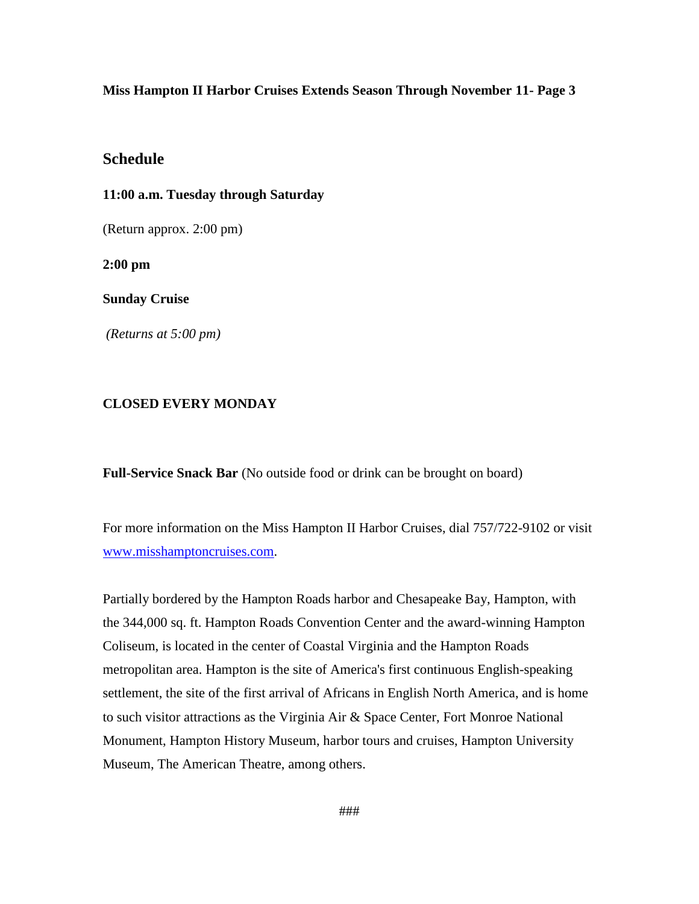**Miss Hampton II Harbor Cruises Extends Season Through November 11- Page 3**

## Schedule

**11:00 a.m. Tuesday through Saturday**

(Return approx. 2:00 pm)

**2:00 pm**

**Sunday Cruise**

*(Returns at 5:00 pm)*

**CLOSED EVERY MONDAY**

**Full-Service Snack Bar** (No outside food or drink can be brought on board)

For more information on the Miss Hampton II Harbor Cruises, dial 757/722-9102 or visit [www.misshamptoncruises.com](http://www.misshamptoncruises.com).

Partially bordered by the Hampton Roads harbor and Chesapeake Bay, Hampton, with the 344,000 sq. ft. Hampton Roads Convention Center and the award-winning Hampton Coliseum, is located in the center of Coastal Virginia and the Hampton Roads metropolitan area. Hampton is the site of America's first continuous English-speaking settlement, the site of the first arrival of Africans in English North America, and is home to such visitor attractions as the Virginia Air & Space Center, Fort Monroe National Monument, Hampton History Museum, harbor tours and cruises, Hampton University Museum, The American Theatre, among others.

###